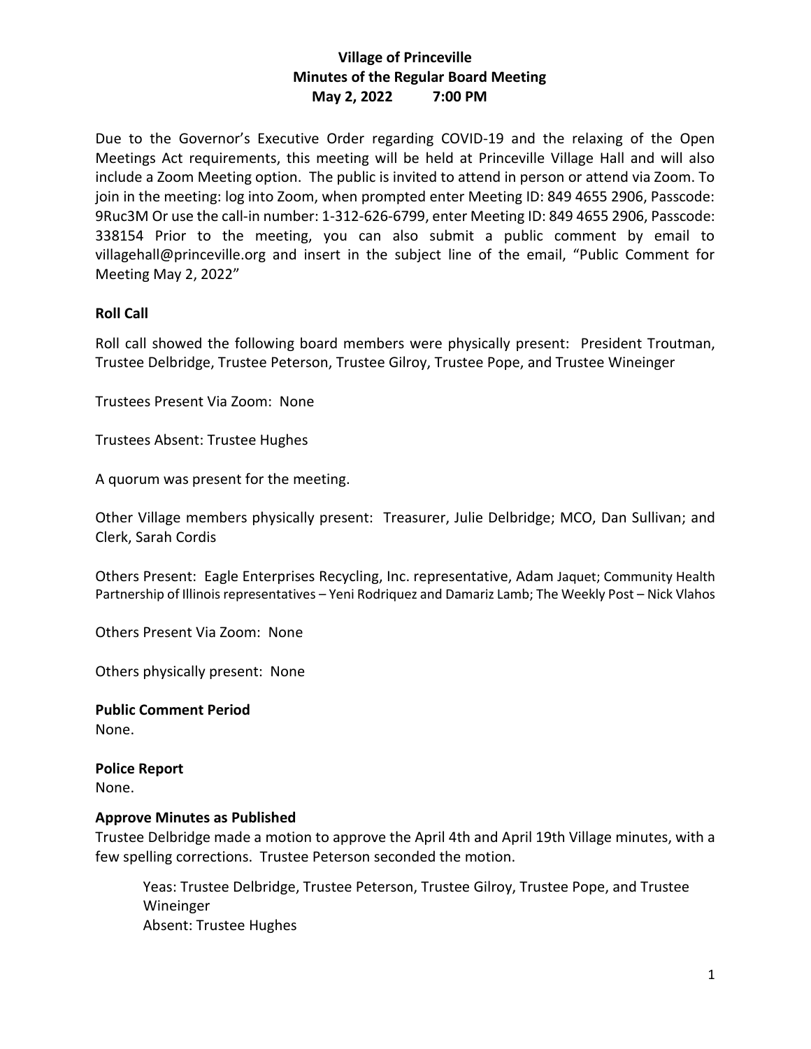# Village of Princeville
## Minutes of the Regular Board Meeting
### May 2, 2022 7:00 PM

Due to the Governor's Executive Order regarding COVID-19 and the relaxing of the Open Meetings Act requirements, this meeting will be held at Princeville Village Hall and will also include a Zoom Meeting option. The public is invited to attend in person or attend via Zoom. To join in the meeting: log into Zoom, when prompted enter Meeting ID: 849 4655 2906, Passcode: 9Ruc3M Or use the call-in number: 1-312-626-6799, enter Meeting ID: 849 4655 2906, Passcode: 338154 Prior to the meeting, you can also submit a public comment by email to villagehall@princeville.org and insert in the subject line of the email, "Public Comment for Meeting May 2, 2022"

**Roll Call**

Roll call showed the following board members were physically present: President Troutman, Trustee Delbridge, Trustee Peterson, Trustee Gilroy, Trustee Pope, and Trustee Wineinger

Trustees Present Via Zoom: None

Trustees Absent: Trustee Hughes

A quorum was present for the meeting.

Other Village members physically present: Treasurer, Julie Delbridge; MCO, Dan Sullivan; and Clerk, Sarah Cordis

Others Present: Eagle Enterprises Recycling, Inc. representative, Adam Jaquet; Community Health Partnership of Illinois representatives – Yeni Rodriquez and Damariz Lamb; The Weekly Post – Nick Vlahos

Others Present Via Zoom: None

Others physically present: None

**Public Comment Period**
None.

**Police Report**
None.

**Approve Minutes as Published**
Trustee Delbridge made a motion to approve the April 4th and April 19th Village minutes, with a few spelling corrections. Trustee Peterson seconded the motion.

> Yeas: Trustee Delbridge, Trustee Peterson, Trustee Gilroy, Trustee Pope, and Trustee Wineinger
> Absent: Trustee Hughes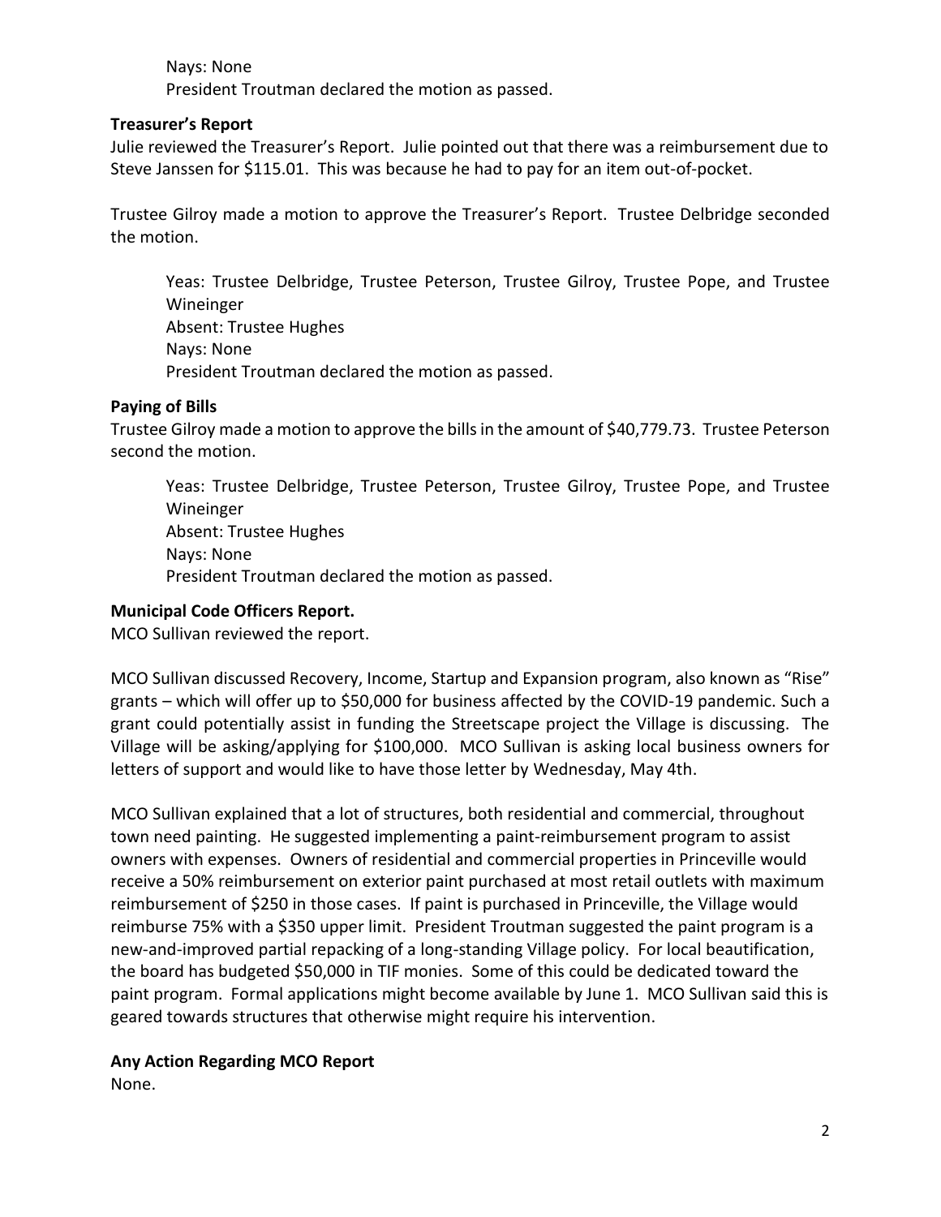Nays: None
President Troutman declared the motion as passed.

**Treasurer's Report**

Julie reviewed the Treasurer's Report. Julie pointed out that there was a reimbursement due to Steve Janssen for $115.01. This was because he had to pay for an item out-of-pocket.

Trustee Gilroy made a motion to approve the Treasurer's Report. Trustee Delbridge seconded the motion.

Yeas: Trustee Delbridge, Trustee Peterson, Trustee Gilroy, Trustee Pope, and Trustee Wineinger
Absent: Trustee Hughes
Nays: None
President Troutman declared the motion as passed.

**Paying of Bills**

Trustee Gilroy made a motion to approve the bills in the amount of $40,779.73. Trustee Peterson second the motion.

Yeas: Trustee Delbridge, Trustee Peterson, Trustee Gilroy, Trustee Pope, and Trustee Wineinger
Absent: Trustee Hughes
Nays: None
President Troutman declared the motion as passed.

**Municipal Code Officers Report.**

MCO Sullivan reviewed the report.

MCO Sullivan discussed Recovery, Income, Startup and Expansion program, also known as "Rise" grants – which will offer up to $50,000 for business affected by the COVID-19 pandemic. Such a grant could potentially assist in funding the Streetscape project the Village is discussing. The Village will be asking/applying for $100,000. MCO Sullivan is asking local business owners for letters of support and would like to have those letter by Wednesday, May 4th.

MCO Sullivan explained that a lot of structures, both residential and commercial, throughout town need painting. He suggested implementing a paint-reimbursement program to assist owners with expenses. Owners of residential and commercial properties in Princeville would receive a 50% reimbursement on exterior paint purchased at most retail outlets with maximum reimbursement of $250 in those cases. If paint is purchased in Princeville, the Village would reimburse 75% with a $350 upper limit. President Troutman suggested the paint program is a new-and-improved partial repacking of a long-standing Village policy. For local beautification, the board has budgeted $50,000 in TIF monies. Some of this could be dedicated toward the paint program. Formal applications might become available by June 1. MCO Sullivan said this is geared towards structures that otherwise might require his intervention.

**Any Action Regarding MCO Report**

None.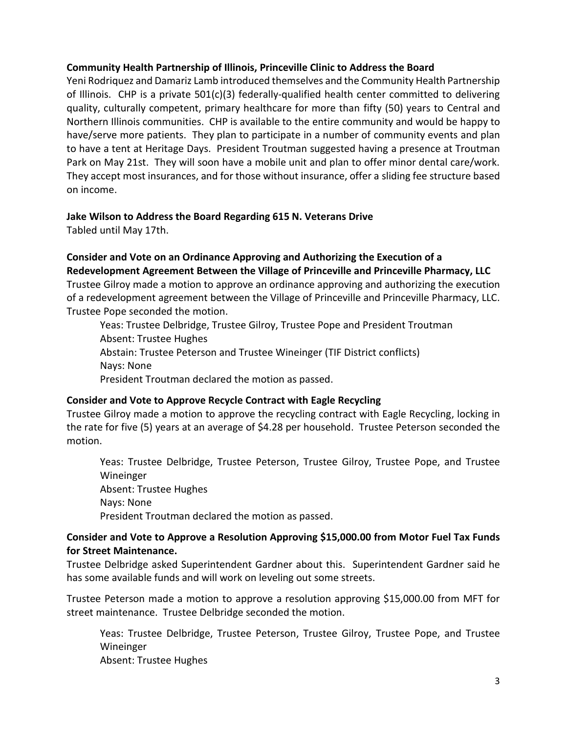**Community Health Partnership of Illinois, Princeville Clinic to Address the Board**

Yeni Rodriquez and Damariz Lamb introduced themselves and the Community Health Partnership of Illinois. CHP is a private 501(c)(3) federally-qualified health center committed to delivering quality, culturally competent, primary healthcare for more than fifty (50) years to Central and Northern Illinois communities. CHP is available to the entire community and would be happy to have/serve more patients. They plan to participate in a number of community events and plan to have a tent at Heritage Days. President Troutman suggested having a presence at Troutman Park on May 21st. They will soon have a mobile unit and plan to offer minor dental care/work. They accept most insurances, and for those without insurance, offer a sliding fee structure based on income.

**Jake Wilson to Address the Board Regarding 615 N. Veterans Drive**

Tabled until May 17th.

**Consider and Vote on an Ordinance Approving and Authorizing the Execution of a Redevelopment Agreement Between the Village of Princeville and Princeville Pharmacy, LLC**

Trustee Gilroy made a motion to approve an ordinance approving and authorizing the execution of a redevelopment agreement between the Village of Princeville and Princeville Pharmacy, LLC. Trustee Pope seconded the motion.

Yeas: Trustee Delbridge, Trustee Gilroy, Trustee Pope and President Troutman
Absent: Trustee Hughes
Abstain: Trustee Peterson and Trustee Wineinger (TIF District conflicts)
Nays: None
President Troutman declared the motion as passed.

**Consider and Vote to Approve Recycle Contract with Eagle Recycling**

Trustee Gilroy made a motion to approve the recycling contract with Eagle Recycling, locking in the rate for five (5) years at an average of $4.28 per household. Trustee Peterson seconded the motion.

Yeas: Trustee Delbridge, Trustee Peterson, Trustee Gilroy, Trustee Pope, and Trustee Wineinger
Absent: Trustee Hughes
Nays: None
President Troutman declared the motion as passed.

**Consider and Vote to Approve a Resolution Approving $15,000.00 from Motor Fuel Tax Funds for Street Maintenance.**

Trustee Delbridge asked Superintendent Gardner about this. Superintendent Gardner said he has some available funds and will work on leveling out some streets.

Trustee Peterson made a motion to approve a resolution approving $15,000.00 from MFT for street maintenance. Trustee Delbridge seconded the motion.

Yeas: Trustee Delbridge, Trustee Peterson, Trustee Gilroy, Trustee Pope, and Trustee Wineinger
Absent: Trustee Hughes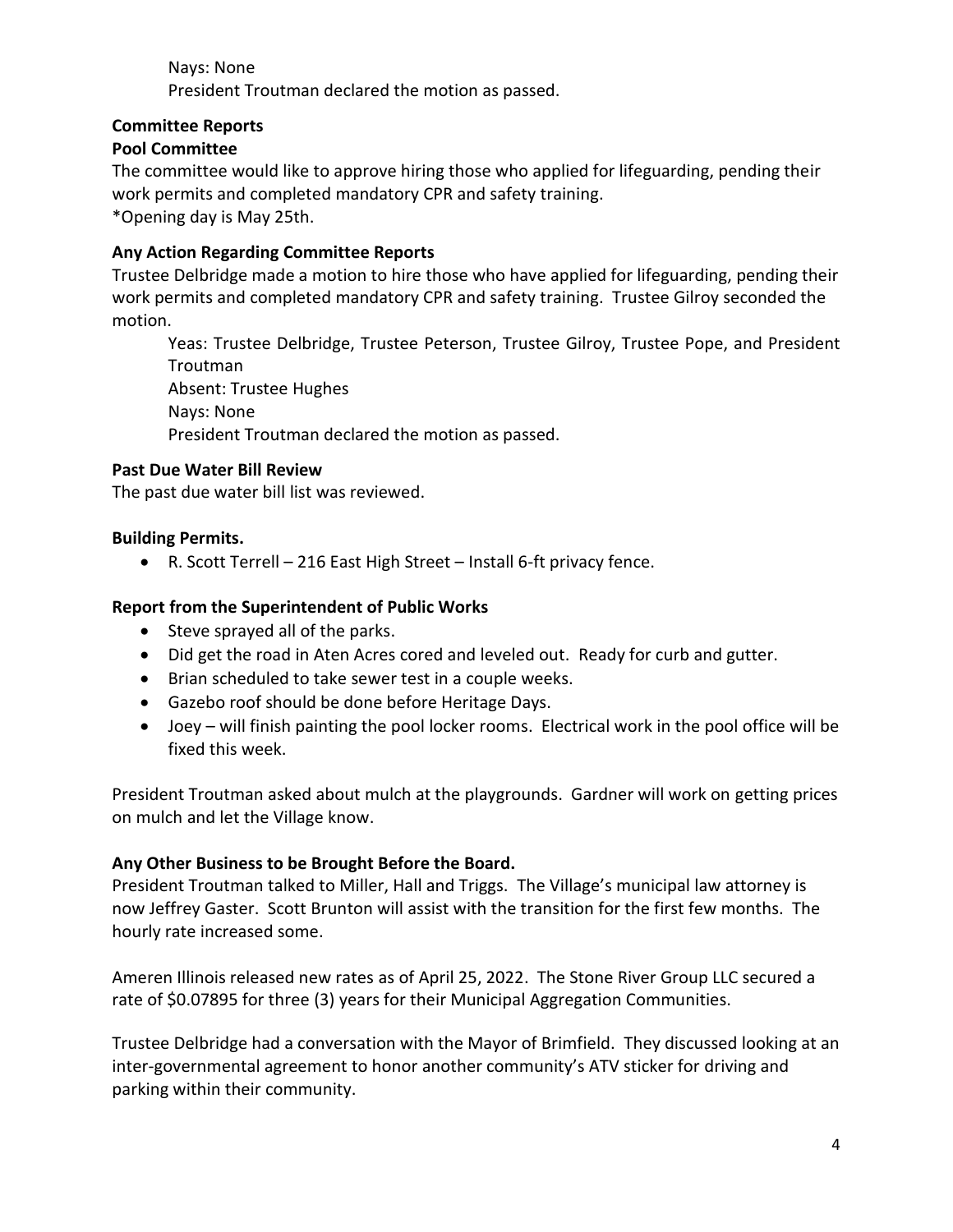Nays: None
President Troutman declared the motion as passed.

**Committee Reports**

**Pool Committee**

The committee would like to approve hiring those who applied for lifeguarding, pending their work permits and completed mandatory CPR and safety training.
*Opening day is May 25th.

**Any Action Regarding Committee Reports**

Trustee Delbridge made a motion to hire those who have applied for lifeguarding, pending their work permits and completed mandatory CPR and safety training. Trustee Gilroy seconded the motion.

Yeas: Trustee Delbridge, Trustee Peterson, Trustee Gilroy, Trustee Pope, and President Troutman
Absent: Trustee Hughes
Nays: None
President Troutman declared the motion as passed.

**Past Due Water Bill Review**

The past due water bill list was reviewed.

**Building Permits.**

- R. Scott Terrell – 216 East High Street – Install 6-ft privacy fence.

**Report from the Superintendent of Public Works**

- Steve sprayed all of the parks.
- Did get the road in Aten Acres cored and leveled out. Ready for curb and gutter.
- Brian scheduled to take sewer test in a couple weeks.
- Gazebo roof should be done before Heritage Days.
- Joey – will finish painting the pool locker rooms. Electrical work in the pool office will be fixed this week.

President Troutman asked about mulch at the playgrounds. Gardner will work on getting prices on mulch and let the Village know.

**Any Other Business to be Brought Before the Board.**

President Troutman talked to Miller, Hall and Triggs. The Village's municipal law attorney is now Jeffrey Gaster. Scott Brunton will assist with the transition for the first few months. The hourly rate increased some.

Ameren Illinois released new rates as of April 25, 2022. The Stone River Group LLC secured a rate of $0.07895 for three (3) years for their Municipal Aggregation Communities.

Trustee Delbridge had a conversation with the Mayor of Brimfield. They discussed looking at an inter-governmental agreement to honor another community's ATV sticker for driving and parking within their community.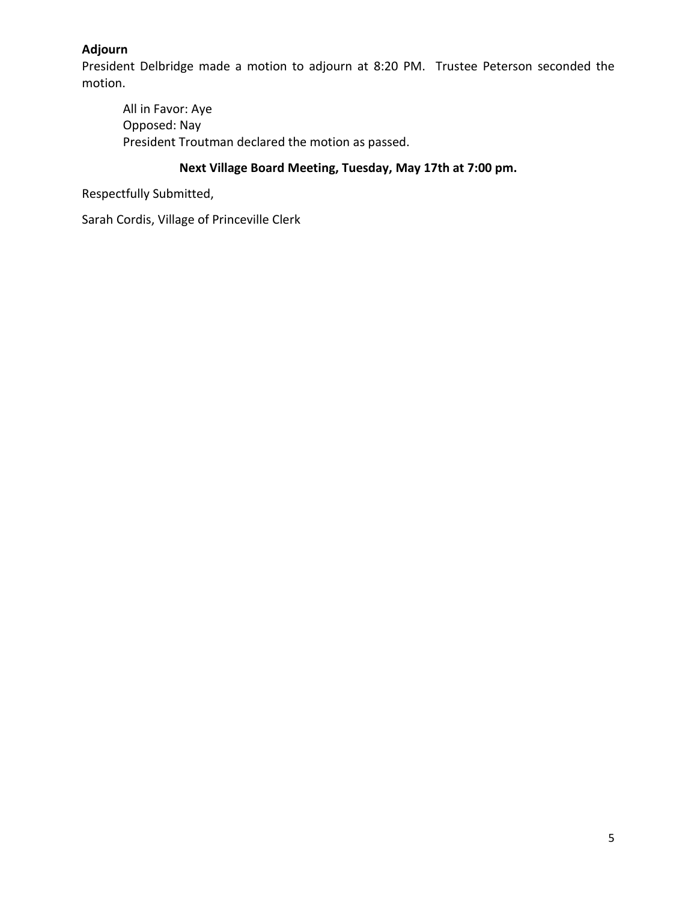**Adjourn**

President Delbridge made a motion to adjourn at 8:20 PM. Trustee Peterson seconded the motion.

> All in Favor: Aye
> Opposed: Nay
> President Troutman declared the motion as passed.

**Next Village Board Meeting, Tuesday, May 17th at 7:00 pm.**

Respectfully Submitted,

Sarah Cordis, Village of Princeville Clerk